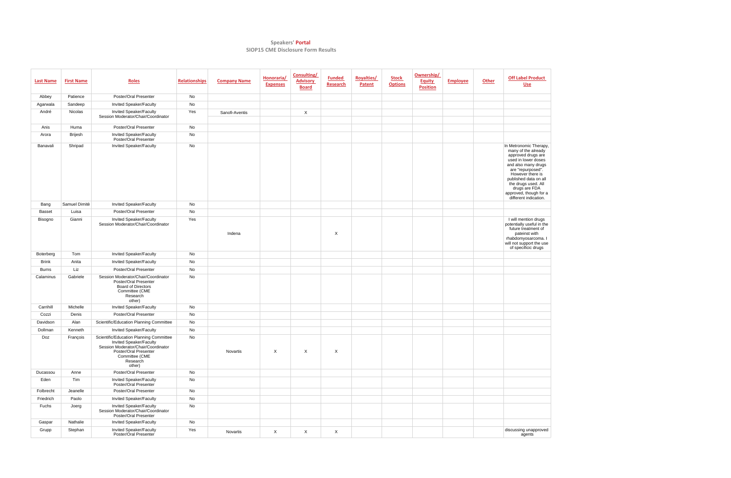**Speakers' Portal**
**SIOP15 CME Disclosure Form Results**

| Last Name | First Name | Roles | Relationships | Company Name | Honoraria/ Expenses | Consulting/ Advisory Board | Funded Research | Royalties/ Patent | Stock Options | Ownership/ Equity Position | Employee | Other | Off Label Product Use |
|---|---|---|---|---|---|---|---|---|---|---|---|---|---|
| Abbey | Patience | Poster/Oral Presenter | No | | | | | | | | | | |
| Agarwala | Sandeep | Invited Speaker/Faculty | No | | | | | | | | | | |
| André | Nicolas | Invited Speaker/Faculty<br>Session Moderator/Chair/Coordinator | Yes | Sanofi-Aventis | | X | | | | | | | |
| Anis | Huma | Poster/Oral Presenter | No | | | | | | | | | | |
| Arora | Brijesh | Invited Speaker/Faculty<br>Poster/Oral Presenter | No | | | | | | | | | | |
| Banavali | Shripad | Invited Speaker/Faculty | No | | | | | | | | | | In Metronomic Therapy, many of the already approved drugs are used in lower doses and also many drugs are "repurposed". However there is published data on all the drugs used. All drugs are FDA approved, though for a different indication. |
| Bang | Samuel Dimitè | Invited Speaker/Faculty | No | | | | | | | | | | |
| Basset | Luisa | Poster/Oral Presenter | No | | | | | | | | | | |
| Bisogno | Gianni | Invited Speaker/Faculty<br>Session Moderator/Chair/Coordinator | Yes | Indena | | | X | | | | | | I will mention drugs potentially useful in the future treatment of pateinst with rhabdomyosarcoma. I will not support the use of specificic drugs |
| Boterberg | Tom | Invited Speaker/Faculty | No | | | | | | | | | | |
| Brink | Anita | Invited Speaker/Faculty | No | | | | | | | | | | |
| Burns | Liz | Poster/Oral Presenter | No | | | | | | | | | | |
| Calaminus | Gabriele | Session Moderator/Chair/Coordinator<br>Poster/Oral Presenter<br>Board of Directors<br>Committee (CME<br>Research<br>other) | No | | | | | | | | | | |
| Carrihill | Michelle | Invited Speaker/Faculty | No | | | | | | | | | | |
| Cozzi | Denis | Poster/Oral Presenter | No | | | | | | | | | | |
| Davidson | Alan | Scientific/Education Planning Committee | No | | | | | | | | | | |
| Dollman | Kenneth | Invited Speaker/Faculty | No | | | | | | | | | | |
| Doz | François | Scientific/Education Planning Committee<br>Invited Speaker/Faculty<br>Session Moderator/Chair/Coordinator<br>Poster/Oral Presenter<br>Committee (CME<br>Research<br>other) | No | Novartis | X | X | X | | | | | | |
| Ducassou | Anne | Poster/Oral Presenter | No | | | | | | | | | | |
| Eden | Tim | Invited Speaker/Faculty<br>Poster/Oral Presenter | No | | | | | | | | | | |
| Folbrecht | Jeanelle | Poster/Oral Presenter | No | | | | | | | | | | |
| Friedrich | Paolo | Invited Speaker/Faculty | No | | | | | | | | | | |
| Fuchs | Joerg | Invited Speaker/Faculty<br>Session Moderator/Chair/Coordinator<br>Poster/Oral Presenter | No | | | | | | | | | | |
| Gaspar | Nathalie | Invited Speaker/Faculty | No | | | | | | | | | | |
| Grupp | Stephan | Invited Speaker/Faculty<br>Poster/Oral Presenter | Yes | Novartis | X | X | X | | | | | | discussing unapproved agents |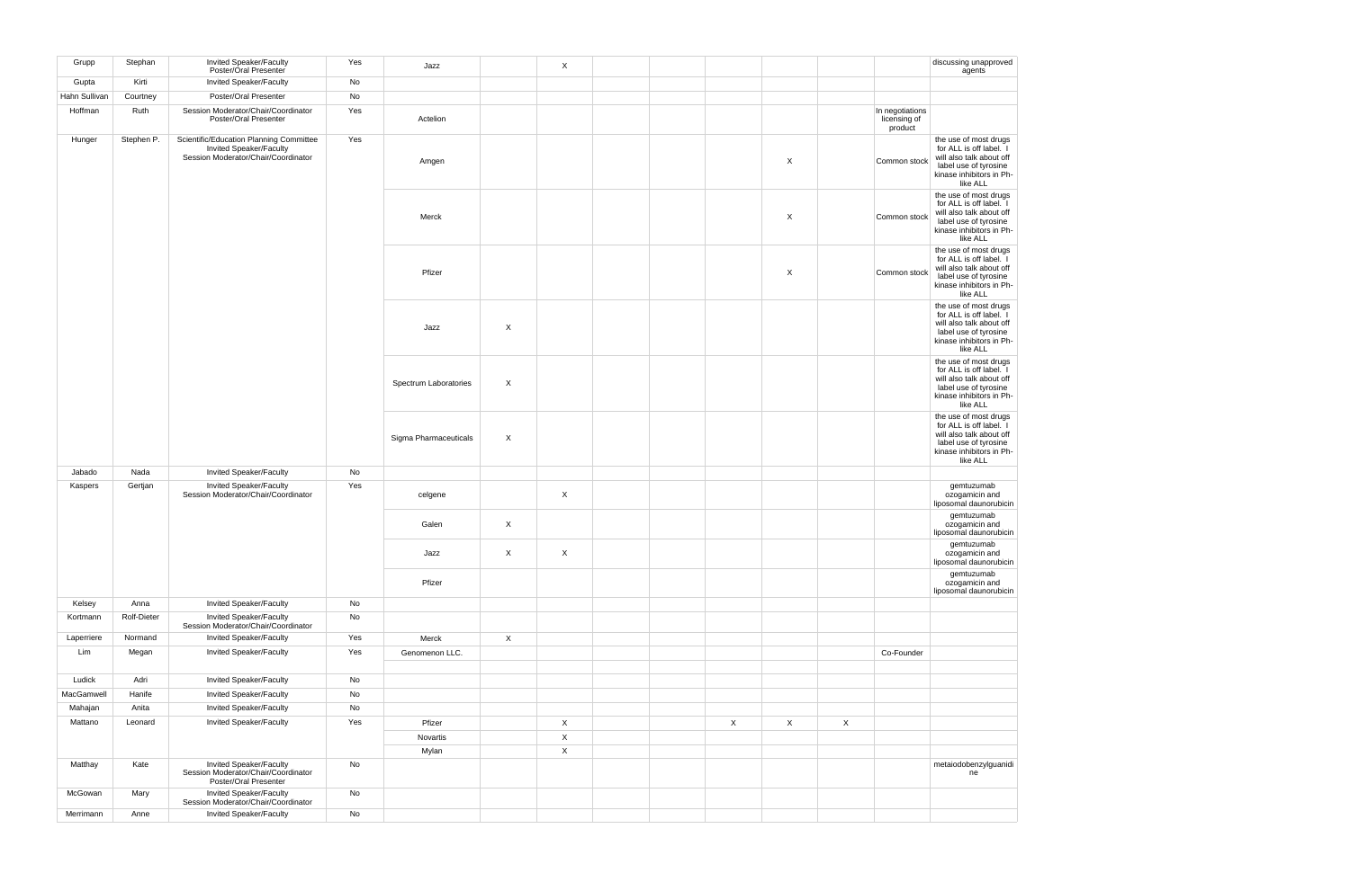| | | | | | | | | | | | | | |
|---|---|---|---|---|---|---|---|---|---|---|---|---|---|
| Grupp | Stephan | Invited Speaker/Faculty Poster/Oral Presenter | Yes | Jazz | | X | | | | | | | discussing unapproved agents |
| Gupta | Kirti | Invited Speaker/Faculty | No | | | | | | | | | | |
| Hahn Sullivan | Courtney | Poster/Oral Presenter | No | | | | | | | | | | |
| Hoffman | Ruth | Session Moderator/Chair/Coordinator Poster/Oral Presenter | Yes | Actelion | | | | | | | | In negotiations licensing of product | |
| Hunger | Stephen P. | Scientific/Education Planning Committee Invited Speaker/Faculty Session Moderator/Chair/Coordinator | Yes | Amgen | | | | | | X | | Common stock | the use of most drugs for ALL is off label. I will also talk about off label use of tyrosine kinase inhibitors in Ph-like ALL |
| | | | | Merck | | | | | | X | | Common stock | the use of most drugs for ALL is off label. I will also talk about off label use of tyrosine kinase inhibitors in Ph-like ALL |
| | | | | Pfizer | | | | | | X | | Common stock | the use of most drugs for ALL is off label. I will also talk about off label use of tyrosine kinase inhibitors in Ph-like ALL |
| | | | | Jazz | X | | | | | | | | the use of most drugs for ALL is off label. I will also talk about off label use of tyrosine kinase inhibitors in Ph-like ALL |
| | | | | Spectrum Laboratories | X | | | | | | | | the use of most drugs for ALL is off label. I will also talk about off label use of tyrosine kinase inhibitors in Ph-like ALL |
| | | | | Sigma Pharmaceuticals | X | | | | | | | | the use of most drugs for ALL is off label. I will also talk about off label use of tyrosine kinase inhibitors in Ph-like ALL |
| Jabado | Nada | Invited Speaker/Faculty | No | | | | | | | | | | |
| Kaspers | Gertjan | Invited Speaker/Faculty Session Moderator/Chair/Coordinator | Yes | celgene | | X | | | | | | | gemtuzumab ozogamicin and liposomal daunorubicin |
| | | | | Galen | X | | | | | | | | gemtuzumab ozogamicin and liposomal daunorubicin |
| | | | | Jazz | X | X | | | | | | | gemtuzumab ozogamicin and liposomal daunorubicin |
| | | | | Pfizer | | | | | | | | | gemtuzumab ozogamicin and liposomal daunorubicin |
| Kelsey | Anna | Invited Speaker/Faculty | No | | | | | | | | | | |
| Kortmann | Rolf-Dieter | Invited Speaker/Faculty Session Moderator/Chair/Coordinator | No | | | | | | | | | | |
| Laperriere | Normand | Invited Speaker/Faculty | Yes | Merck | X | | | | | | | | |
| Lim | Megan | Invited Speaker/Faculty | Yes | Genomenon LLC. | | | | | | | | Co-Founder | |
| | | | | | | | | | | | | | |
| Ludick | Adri | Invited Speaker/Faculty | No | | | | | | | | | | |
| MacGamwell | Hanife | Invited Speaker/Faculty | No | | | | | | | | | | |
| Mahajan | Anita | Invited Speaker/Faculty | No | | | | | | | | | | |
| Mattano | Leonard | Invited Speaker/Faculty | Yes | Pfizer | | X | | | X | X | X | | |
| | | | | Novartis | | X | | | | | | | |
| | | | | Mylan | | X | | | | | | | |
| Matthay | Kate | Invited Speaker/Faculty Session Moderator/Chair/Coordinator Poster/Oral Presenter | No | | | | | | | | | | metaiodobenzylguanidine |
| McGowan | Mary | Invited Speaker/Faculty Session Moderator/Chair/Coordinator | No | | | | | | | | | | |
| Merrimann | Anne | Invited Speaker/Faculty | No | | | | | | | | | | |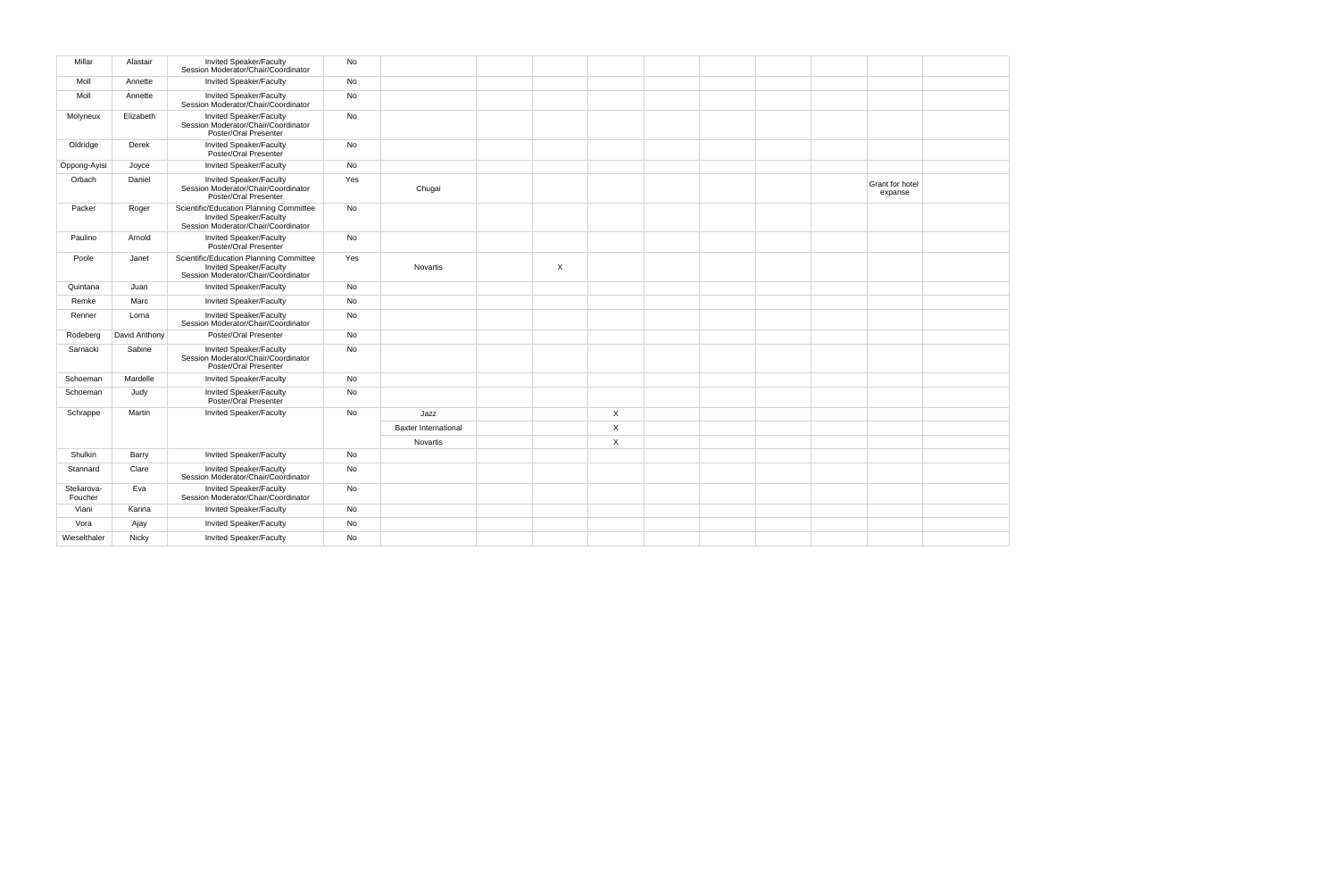| | | | | | | | | | | | | | |
|---|---|---|---|---|---|---|---|---|---|---|---|---|---|
| Millar | Alastair | Invited Speaker/Faculty<br>Session Moderator/Chair/Coordinator | No | | | | | | | | | | |
| Moll | Annette | Invited Speaker/Faculty | No | | | | | | | | | | |
| Moll | Annette | Invited Speaker/Faculty<br>Session Moderator/Chair/Coordinator | No | | | | | | | | | | |
| Molyneux | Elizabeth | Invited Speaker/Faculty<br>Session Moderator/Chair/Coordinator<br>Poster/Oral Presenter | No | | | | | | | | | | |
| Oldridge | Derek | Invited Speaker/Faculty<br>Poster/Oral Presenter | No | | | | | | | | | | |
| Oppong-Ayisi | Joyce | Invited Speaker/Faculty | No | | | | | | | | | | |
| Orbach | Daniel | Invited Speaker/Faculty<br>Session Moderator/Chair/Coordinator<br>Poster/Oral Presenter | Yes | Chugai | | | | | | | | Grant for hotel expanse | |
| Packer | Roger | Scientific/Education Planning Committee<br>Invited Speaker/Faculty<br>Session Moderator/Chair/Coordinator | No | | | | | | | | | | |
| Paulino | Arnold | Invited Speaker/Faculty<br>Poster/Oral Presenter | No | | | | | | | | | | |
| Poole | Janet | Scientific/Education Planning Committee<br>Invited Speaker/Faculty<br>Session Moderator/Chair/Coordinator | Yes | Novartis | | X | | | | | | | |
| Quintana | Juan | Invited Speaker/Faculty | No | | | | | | | | | | |
| Remke | Marc | Invited Speaker/Faculty | No | | | | | | | | | | |
| Renner | Lorna | Invited Speaker/Faculty<br>Session Moderator/Chair/Coordinator | No | | | | | | | | | | |
| Rodeberg | David Anthony | Poster/Oral Presenter | No | | | | | | | | | | |
| Sarnacki | Sabine | Invited Speaker/Faculty<br>Session Moderator/Chair/Coordinator<br>Poster/Oral Presenter | No | | | | | | | | | | |
| Schoeman | Mardelle | Invited Speaker/Faculty | No | | | | | | | | | | |
| Schoeman | Judy | Invited Speaker/Faculty<br>Poster/Oral Presenter | No | | | | | | | | | | |
| Schrappe | Martin | Invited Speaker/Faculty | No | Jazz | | | X | | | | | | |
| | | | | Baxter International | | | X | | | | | | |
| | | | | Novartis | | | X | | | | | | |
| Shulkin | Barry | Invited Speaker/Faculty | No | | | | | | | | | | |
| Stannard | Clare | Invited Speaker/Faculty<br>Session Moderator/Chair/Coordinator | No | | | | | | | | | | |
| Steliarova-Foucher | Eva | Invited Speaker/Faculty<br>Session Moderator/Chair/Coordinator | No | | | | | | | | | | |
| Viani | Karina | Invited Speaker/Faculty | No | | | | | | | | | | |
| Vora | Ajay | Invited Speaker/Faculty | No | | | | | | | | | | |
| Wieselthaler | Nicky | Invited Speaker/Faculty | No | | | | | | | | | | |